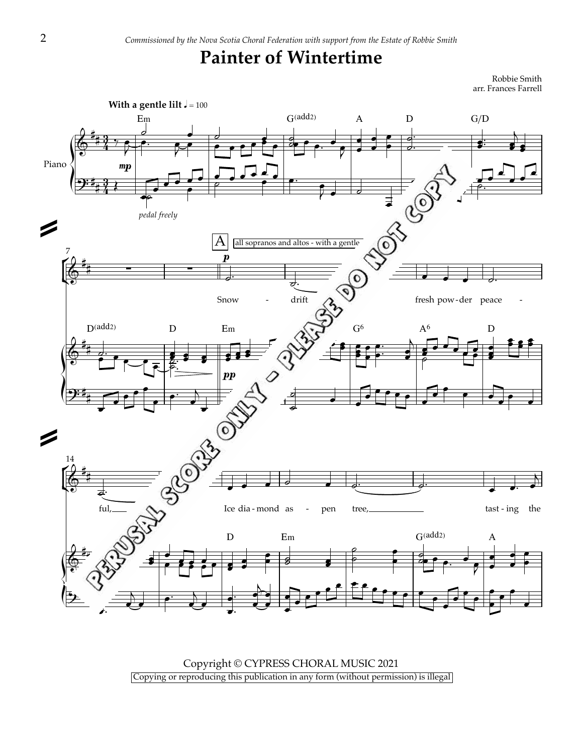*Commissioned by the Nova Scotia Choral Federation with support from the Estate of Robbie Smith*

# Painter of Wintertime

Robbie Smith
arr. Frances Farrell

Copyright © CYPRESS CHORAL MUSIC 2021

Copying or reproducing this publication in any form (without permission) is illegal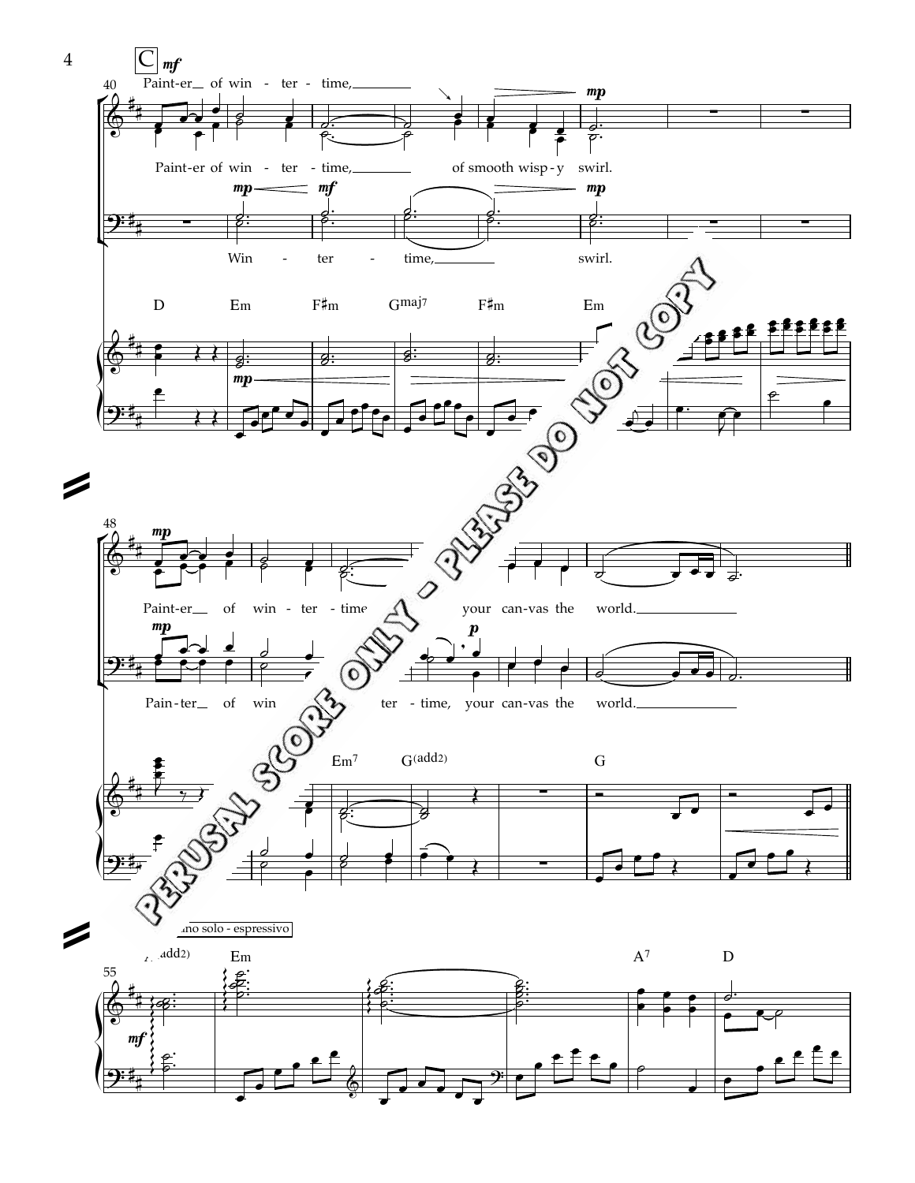C *mf*

40

Paint-er of win - ter - time,

Paint-er of win - ter - time, of smooth wisp - y swirl.

*mp* *mf* *mp*

Win - ter - time, swirl.

D Em F♯m Gmaj7 F♯m Em

*mp*

48

*mp*

Paint-er of win - ter - time your can-vas the world.

*mp* *p*

Pain - ter of win ter - time, your can-vas the world.

Em7 G(add2) G

PERUSAL SCORE ONLY - PLEASE DO NOT COPY

Piano solo - espressivo

55

A(add2) Em A7 D

*mf*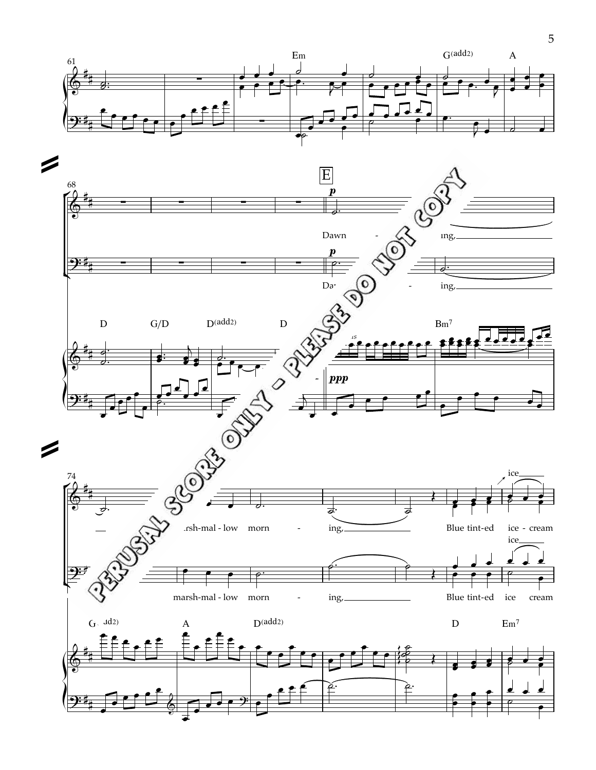Em G(add2) A

E

*p*

Dawn - ing,

*p*

Dawn - ing,

D G/D D(add2) D Bm7

*ppp*

marsh-mal - low morn - ing, Blue tint-ed ice - cream

ice

marsh-mal - low morn - ing, Blue tint-ed ice cream

ice

G(add2) A D(add2) D Em7

PERUSAL SCORE ONLY - PLEASE DO NOT COPY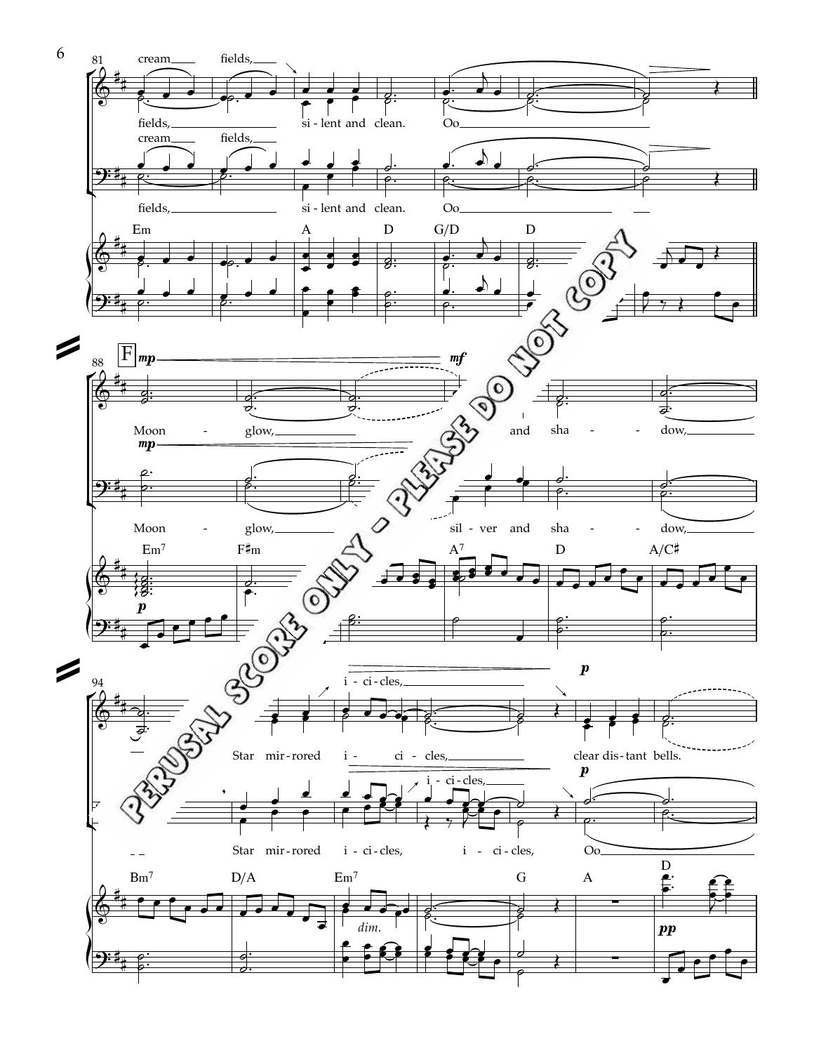81

cream fields,

fields, si - lent and clean. Oo

cream fields,

fields, si - lent and clean. Oo

Em A D G/D D

88

F *mp* *mf*

Moon - glow, and sha - dow,

*mp*

Moon - glow, sil - ver and sha - dow,

Em7 F♯m A7 D A/C♯

*p*

94

i - ci - cles, *p*

Star mir - rored i - ci - cles, clear dis - tant bells.

i - ci - cles, *p*

Star mir - rored i - ci - cles, i - ci - cles, Oo

Bm7 D/A Em7 G A D

*dim.* *pp*

PERUSAL SCORE ONLY - PLEASE DO NOT COPY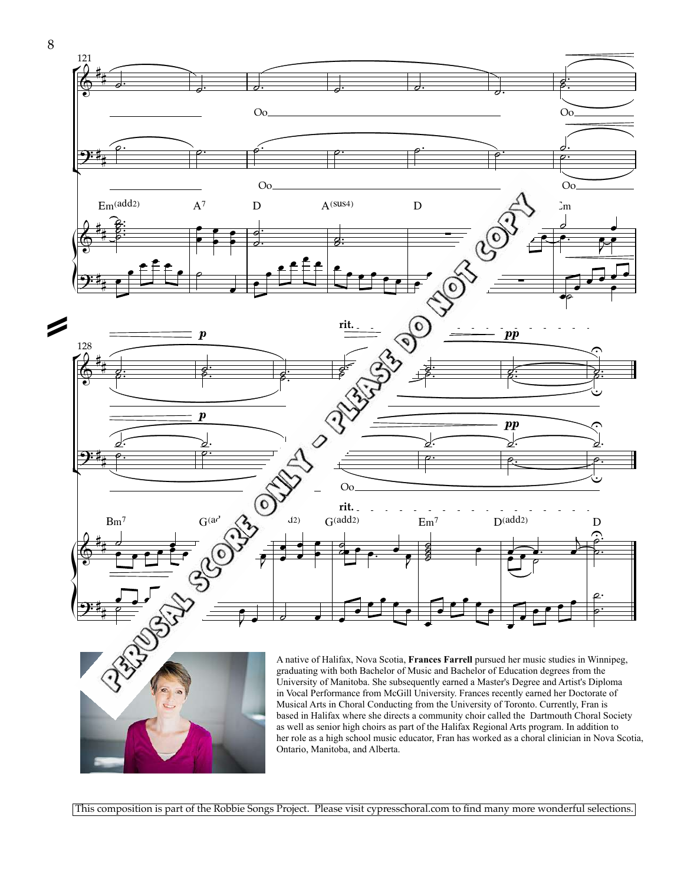A native of Halifax, Nova Scotia, **Frances Farrell** pursued her music studies in Winnipeg, graduating with both Bachelor of Music and Bachelor of Education degrees from the University of Manitoba. She subsequently earned a Master's Degree and Artist's Diploma in Vocal Performance from McGill University. Frances recently earned her Doctorate of Musical Arts in Choral Conducting from the University of Toronto. Currently, Fran is based in Halifax where she directs a community choir called the Dartmouth Choral Society as well as senior high choirs as part of the Halifax Regional Arts program. In addition to her role as a high school music educator, Fran has worked as a choral clinician in Nova Scotia, Ontario, Manitoba, and Alberta.

This composition is part of the Robbie Songs Project. Please visit cypresschoral.com to find many more wonderful selections.